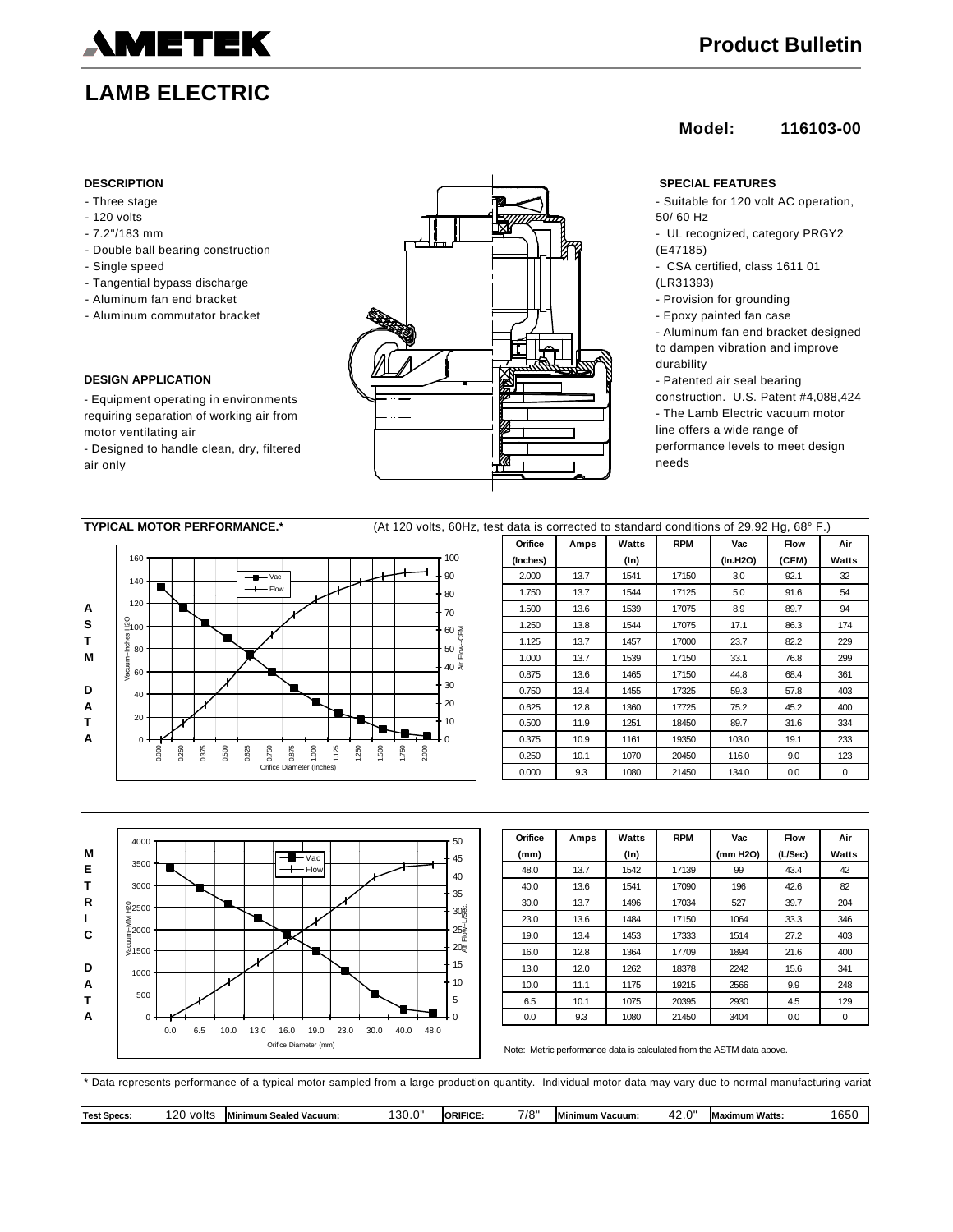# AMETEK

## Product Bulletin

## LAMB ELECTRIC

**Model: 116103-00**

### DESCRIPTION

- Three stage
- 120 volts
- 7.2"/183 mm
- Double ball bearing construction
- Single speed
- Tangential bypass discharge
- Aluminum fan end bracket
- Aluminum commutator bracket

### DESIGN APPLICATION

- Equipment operating in environments requiring separation of working air from motor ventilating air
- Designed to handle clean, dry, filtered air only

### SPECIAL FEATURES

- Suitable for 120 volt AC operation, 50/ 60 Hz
- UL recognized, category PRGY2 (E47185)
- CSA certified, class 1611 01 (LR31393)
- Provision for grounding
- Epoxy painted fan case
- Aluminum fan end bracket designed to dampen vibration and improve durability
- Patented air seal bearing construction. U.S. Patent #4,088,424
- The Lamb Electric vacuum motor line offers a wide range of performance levels to meet design needs

### TYPICAL MOTOR PERFORMANCE.*

(At 120 volts, 60Hz, test data is corrected to standard conditions of 29.92 Hg, 68° F.)

**ASTM DATA**

| Orifice (Inches) | Amps | Watts (In) | RPM | Vac (In.H2O) | Flow (CFM) | Air Watts |
|---|---|---|---|---|---|---|
| 2.000 | 13.7 | 1541 | 17150 | 3.0 | 92.1 | 32 |
| 1.750 | 13.7 | 1544 | 17125 | 5.0 | 91.6 | 54 |
| 1.500 | 13.6 | 1539 | 17075 | 8.9 | 89.7 | 94 |
| 1.250 | 13.8 | 1544 | 17075 | 17.1 | 86.3 | 174 |
| 1.125 | 13.7 | 1457 | 17000 | 23.7 | 82.2 | 229 |
| 1.000 | 13.7 | 1539 | 17150 | 33.1 | 76.8 | 299 |
| 0.875 | 13.6 | 1465 | 17150 | 44.8 | 68.4 | 361 |
| 0.750 | 13.4 | 1455 | 17325 | 59.3 | 57.8 | 403 |
| 0.625 | 12.8 | 1360 | 17725 | 75.2 | 45.2 | 400 |
| 0.500 | 11.9 | 1251 | 18450 | 89.7 | 31.6 | 334 |
| 0.375 | 10.9 | 1161 | 19350 | 103.0 | 19.1 | 233 |
| 0.250 | 10.1 | 1070 | 20450 | 116.0 | 9.0 | 123 |
| 0.000 | 9.3 | 1080 | 21450 | 134.0 | 0.0 | 0 |

**METRIC DATA**

| Orifice (mm) | Amps | Watts (In) | RPM | Vac (mm H2O) | Flow (L/Sec) | Air Watts |
|---|---|---|---|---|---|---|
| 48.0 | 13.7 | 1542 | 17139 | 99 | 43.4 | 42 |
| 40.0 | 13.6 | 1541 | 17090 | 196 | 42.6 | 82 |
| 30.0 | 13.7 | 1496 | 17034 | 527 | 39.7 | 204 |
| 23.0 | 13.6 | 1484 | 17150 | 1064 | 33.3 | 346 |
| 19.0 | 13.4 | 1453 | 17333 | 1514 | 27.2 | 403 |
| 16.0 | 12.8 | 1364 | 17709 | 1894 | 21.6 | 400 |
| 13.0 | 12.0 | 1262 | 18378 | 2242 | 15.6 | 341 |
| 10.0 | 11.1 | 1175 | 19215 | 2566 | 9.9 | 248 |
| 6.5 | 10.1 | 1075 | 20395 | 2930 | 4.5 | 129 |
| 0.0 | 9.3 | 1080 | 21450 | 3404 | 0.0 | 0 |

Note: Metric performance data is calculated from the ASTM data above.

\* Data represents performance of a typical motor sampled from a large production quantity. Individual motor data may vary due to normal manufacturing variat

| Test Specs: | 120 volts | Minimum Sealed Vacuum: | 130.0" | ORIFICE: | 7/8" | Minimum Vacuum: | 42.0" | Maximum Watts: | 1650 |
|---|---|---|---|---|---|---|---|---|---|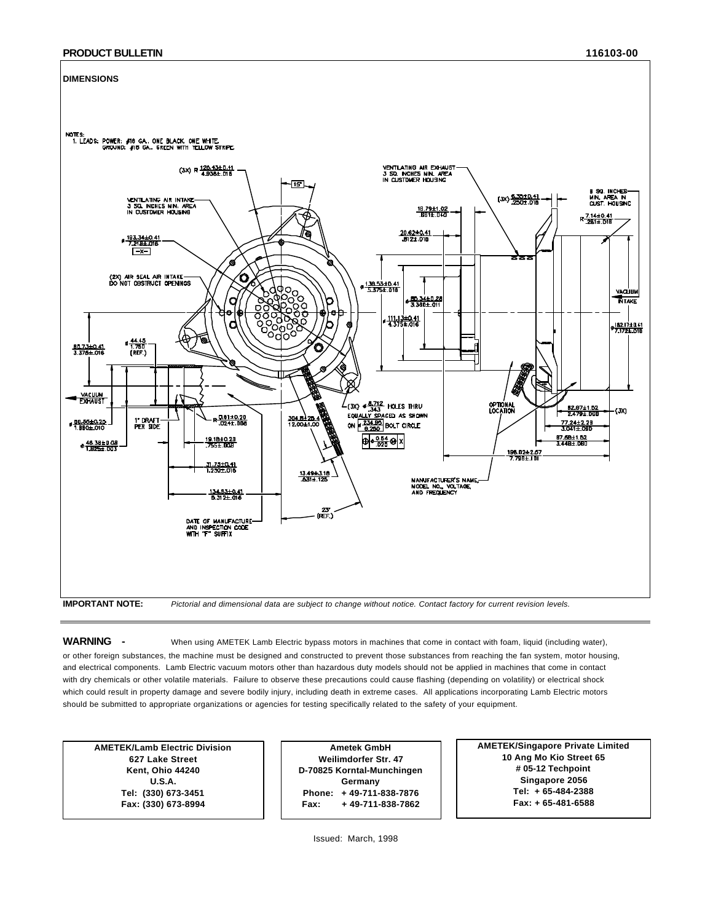**DIMENSIONS**

NOTES:
1. LEADS: POWER: #18 GA., ONE BLACK, ONE WHITE.
GROUND: #18 GA., GREEN WITH YELLOW STRIPE.

(3X) R 125.43±0.41 / 4.938±.016

15°

VENTILATING AIR EXHAUST 3 SQ. INCHES MIN. AREA IN CUSTOMER HOUSING

VENTILATING AIR INTAKE 3 SQ. INCHES MIN. AREA IN CUSTOMER HOUSING

ø 183.34±0.41 / 7.218±.016

-X-

(2X) AIR SEAL AIR INTAKE DO NOT OBSTRUCT OPENINGS

16.79±1.02 / .661±.040

20.62±0.41 / .812±.016

(3X) 6.35±0.41 / .250±.016

8 SQ. INCHES MIN. AREA IN CUST. HOUSING

R 7.14±0.41 / .281±.016

ø 136.53±0.41 / 5.375±.016

ø 85.34±0.28 / 3.360±.011

ø 111.13±0.41 / 4.375±.016

VACUUM INTAKE

ø 182.17±0.41 / 7.172±.016

85.73±0.41 / 3.375±.016

ø 44.45 / 1.750 (REF.)

VACUUM EXHAUST

ø 50.55±0.25 / 1.990±.010

1° DRAFT PER SIDE

R 0.61±0.20 / .024±.008

ø 46.38±0.08 / 1.825±.003

19.18±0.20 / .755±.008

31.75±0.41 / 1.250±.016

134.93±0.41 / 5.312±.016

304.8±25.4 / 12.00±1.00

(3X) ø 8.712 / .343 HOLES THRU EQUALLY SPACED AS SHOWN ON ø 234.95 / 9.250 BOLT CIRCLE

ø 0.64 / .025 X

13.49±3.18 / .531±.125

23° (REF.)

OPTIONAL LOCATION

62.97±1.52 / 2.479±.060 (3X)

77.24±2.29 / 3.041±.090

87.58±1.52 / 3.448±.060

198.02±2.57 / 7.796±.101

MANUFACTURER'S NAME, MODEL NO., VOLTAGE, AND FREQUENCY

DATE OF MANUFACTURE AND INSPECTION CODE WITH "F" SUFFIX

**IMPORTANT NOTE:** *Pictorial and dimensional data are subject to change without notice. Contact factory for current revision levels.*

**WARNING -** When using AMETEK Lamb Electric bypass motors in machines that come in contact with foam, liquid (including water), or other foreign substances, the machine must be designed and constructed to prevent those substances from reaching the fan system, motor housing, and electrical components. Lamb Electric vacuum motors other than hazardous duty models should not be applied in machines that come in contact with dry chemicals or other volatile materials. Failure to observe these precautions could cause flashing (depending on volatility) or electrical shock which could result in property damage and severe bodily injury, including death in extreme cases. All applications incorporating Lamb Electric motors should be submitted to appropriate organizations or agencies for testing specifically related to the safety of your equipment.

**AMETEK/Lamb Electric Division**
**627 Lake Street**
**Kent, Ohio 44240**
**U.S.A.**
**Tel: (330) 673-3451**
**Fax: (330) 673-8994**

**Ametek GmbH**
**Weilimdorfer Str. 47**
**D-70825 Korntal-Munchingen**
**Germany**
**Phone: + 49-711-838-7876**
**Fax: + 49-711-838-7862**

**AMETEK/Singapore Private Limited**
**10 Ang Mo Kio Street 65**
**# 05-12 Techpoint**
**Singapore 2056**
**Tel: + 65-484-2388**
**Fax: + 65-481-6588**

Issued: March, 1998